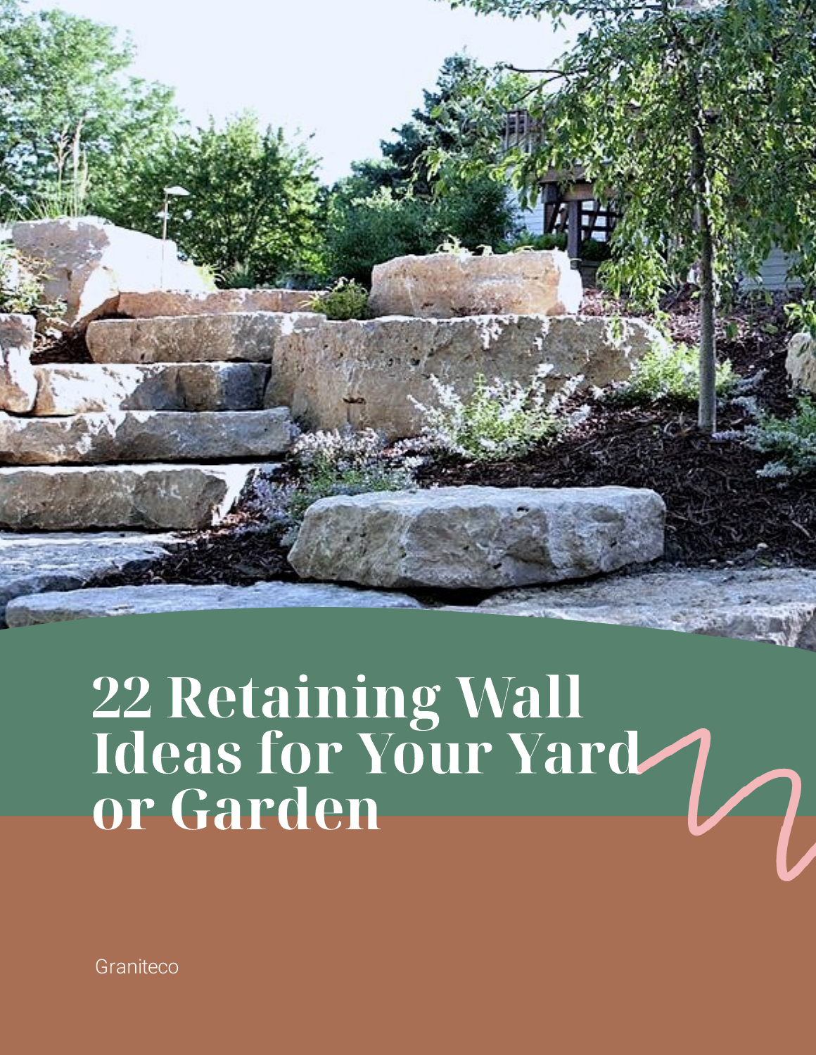# 22 Retaining Wall Ideas for Your Yard or Garden

Graniteco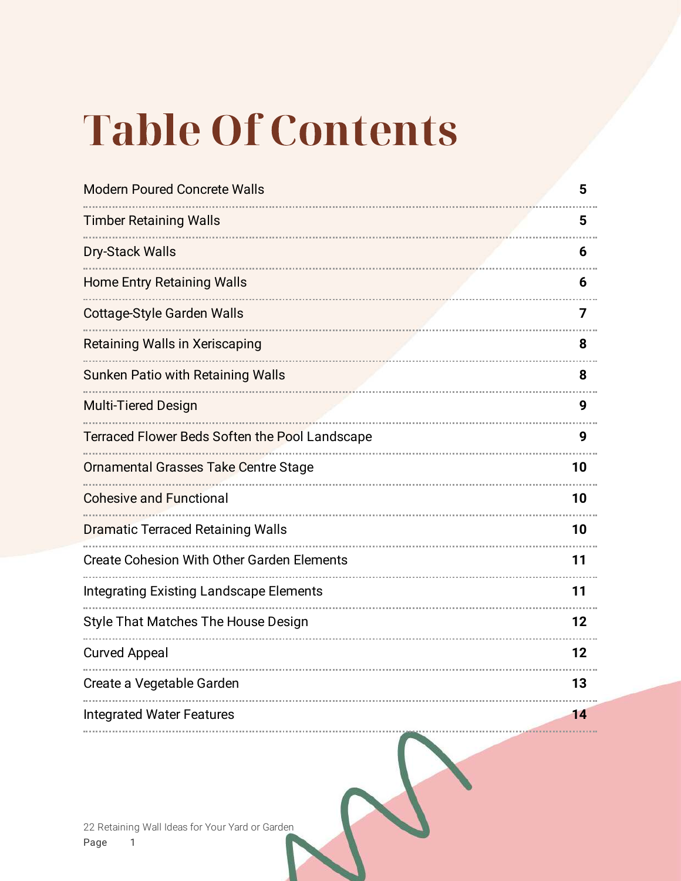# Table Of Contents

| | |
|---|---|
| Modern Poured Concrete Walls | 5 |
| Timber Retaining Walls | 5 |
| Dry-Stack Walls | 6 |
| Home Entry Retaining Walls | 6 |
| Cottage-Style Garden Walls | 7 |
| Retaining Walls in Xeriscaping | 8 |
| Sunken Patio with Retaining Walls | 8 |
| Multi-Tiered Design | 9 |
| Terraced Flower Beds Soften the Pool Landscape | 9 |
| Ornamental Grasses Take Centre Stage | 10 |
| Cohesive and Functional | 10 |
| Dramatic Terraced Retaining Walls | 10 |
| Create Cohesion With Other Garden Elements | 11 |
| Integrating Existing Landscape Elements | 11 |
| Style That Matches The House Design | 12 |
| Curved Appeal | 12 |
| Create a Vegetable Garden | 13 |
| Integrated Water Features | 14 |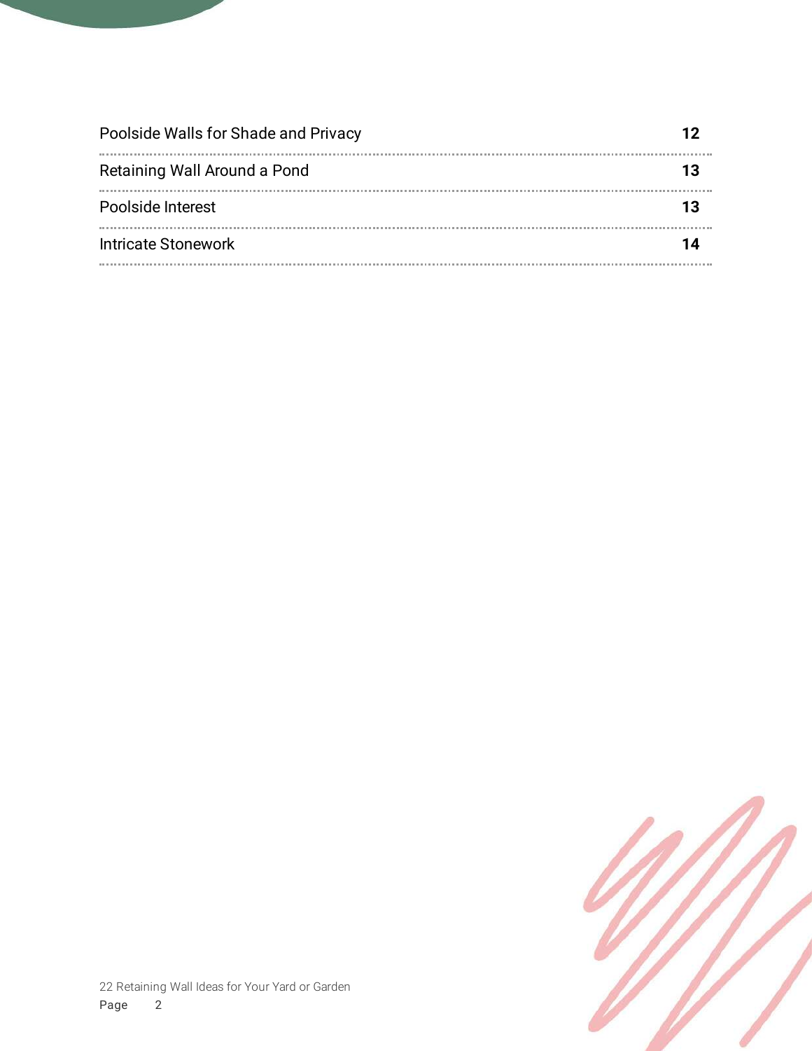| | |
|---|---|
| Poolside Walls for Shade and Privacy | **12** |
| Retaining Wall Around a Pond | **13** |
| Poolside Interest | **13** |
| Intricate Stonework | **14** |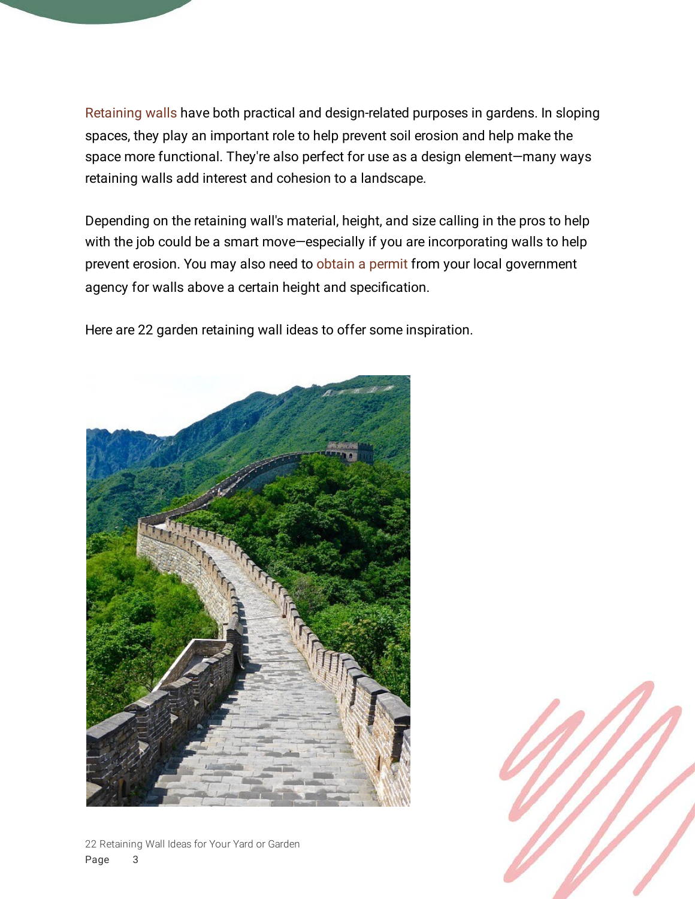Retaining walls have both practical and design-related purposes in gardens. In sloping spaces, they play an important role to help prevent soil erosion and help make the space more functional. They're also perfect for use as a design element—many ways retaining walls add interest and cohesion to a landscape.

Depending on the retaining wall's material, height, and size calling in the pros to help with the job could be a smart move—especially if you are incorporating walls to help prevent erosion. You may also need to obtain a permit from your local government agency for walls above a certain height and specification.

Here are 22 garden retaining wall ideas to offer some inspiration.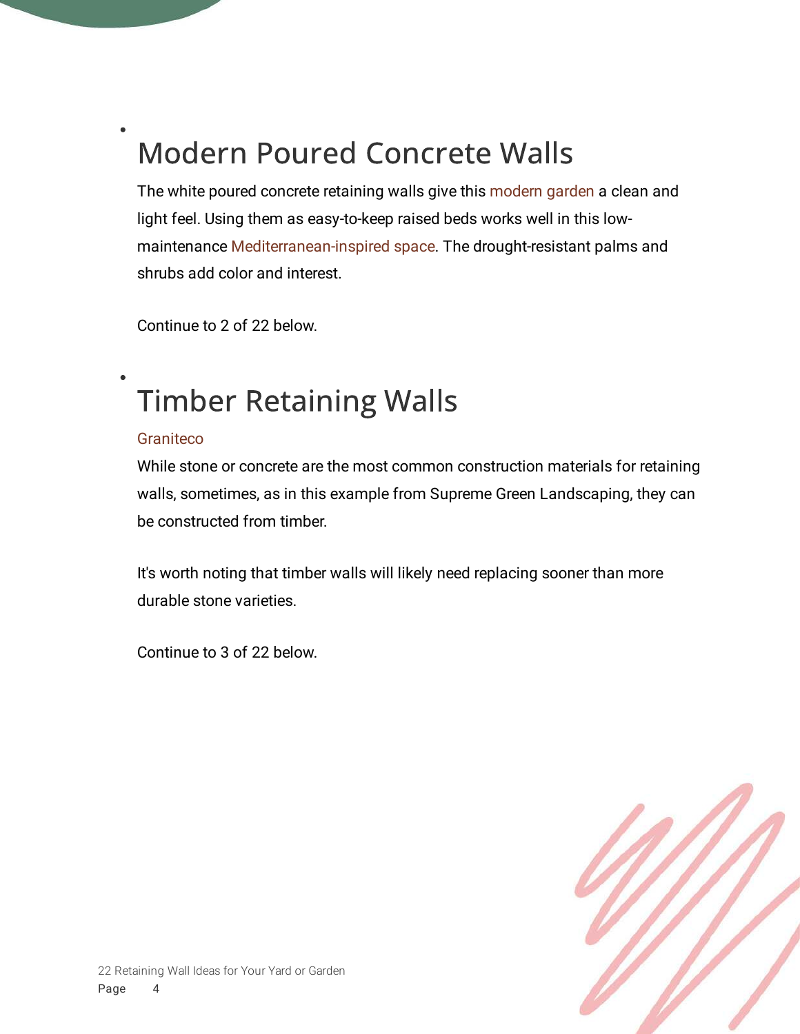## Modern Poured Concrete Walls

The white poured concrete retaining walls give this modern garden a clean and light feel. Using them as easy-to-keep raised beds works well in this low-maintenance Mediterranean-inspired space. The drought-resistant palms and shrubs add color and interest.

Continue to 2 of 22 below.

## Timber Retaining Walls

Graniteco

While stone or concrete are the most common construction materials for retaining walls, sometimes, as in this example from Supreme Green Landscaping, they can be constructed from timber.

It's worth noting that timber walls will likely need replacing sooner than more durable stone varieties.

Continue to 3 of 22 below.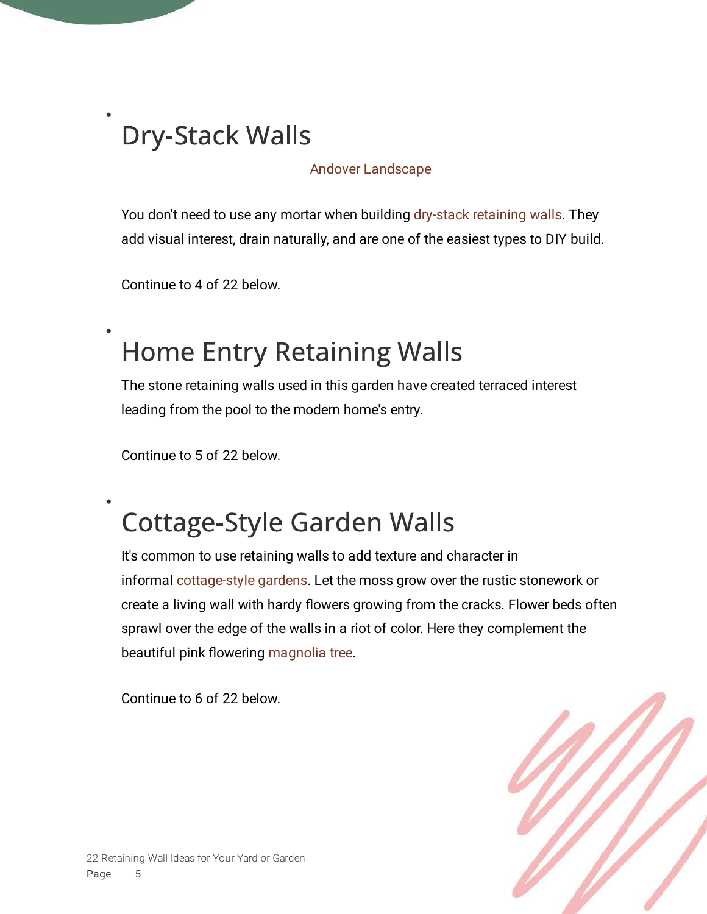## Dry-Stack Walls

Andover Landscape

You don't need to use any mortar when building dry-stack retaining walls. They add visual interest, drain naturally, and are one of the easiest types to DIY build.

Continue to 4 of 22 below.

## Home Entry Retaining Walls

The stone retaining walls used in this garden have created terraced interest leading from the pool to the modern home's entry.

Continue to 5 of 22 below.

## Cottage-Style Garden Walls

It's common to use retaining walls to add texture and character in informal cottage-style gardens. Let the moss grow over the rustic stonework or create a living wall with hardy flowers growing from the cracks. Flower beds often sprawl over the edge of the walls in a riot of color. Here they complement the beautiful pink flowering magnolia tree.

Continue to 6 of 22 below.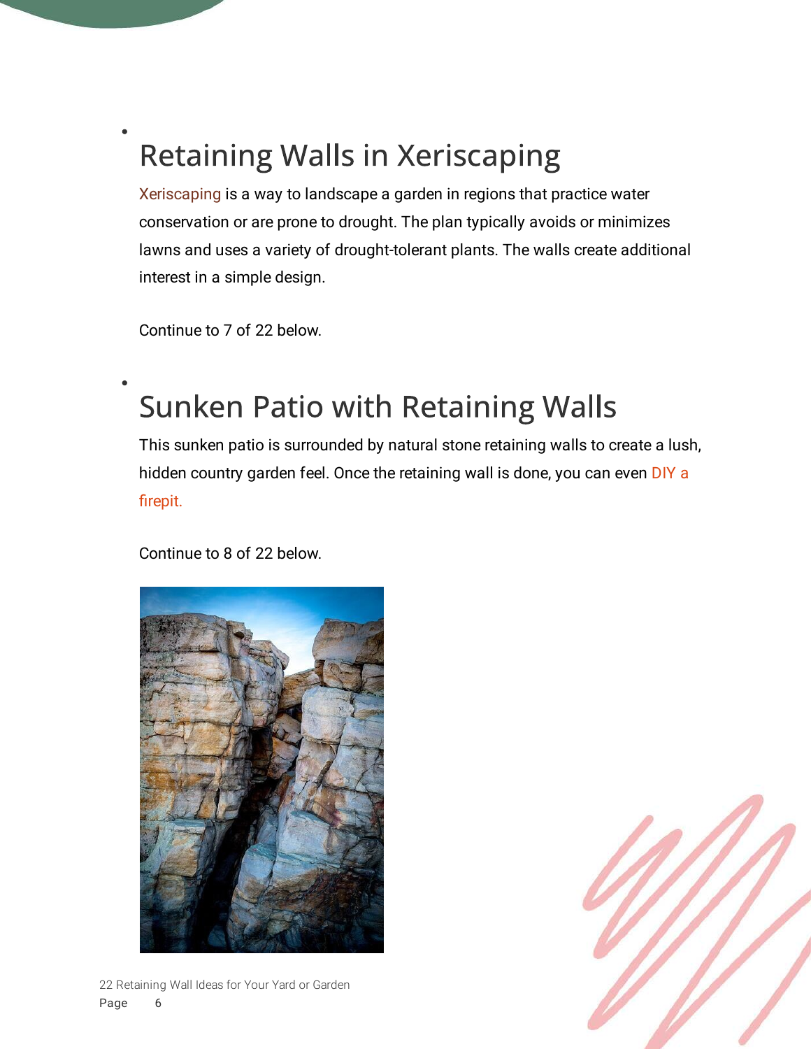## Retaining Walls in Xeriscaping

Xeriscaping is a way to landscape a garden in regions that practice water conservation or are prone to drought. The plan typically avoids or minimizes lawns and uses a variety of drought-tolerant plants. The walls create additional interest in a simple design.

Continue to 7 of 22 below.

## Sunken Patio with Retaining Walls

This sunken patio is surrounded by natural stone retaining walls to create a lush, hidden country garden feel. Once the retaining wall is done, you can even DIY a firepit.

Continue to 8 of 22 below.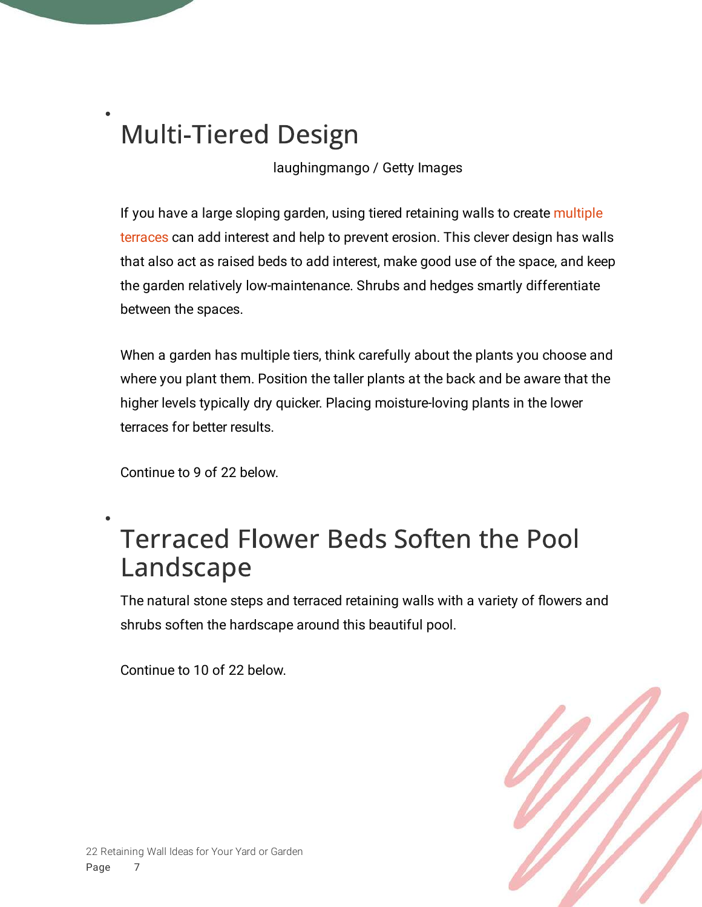## Multi-Tiered Design

laughingmango / Getty Images

If you have a large sloping garden, using tiered retaining walls to create multiple terraces can add interest and help to prevent erosion. This clever design has walls that also act as raised beds to add interest, make good use of the space, and keep the garden relatively low-maintenance. Shrubs and hedges smartly differentiate between the spaces.

When a garden has multiple tiers, think carefully about the plants you choose and where you plant them. Position the taller plants at the back and be aware that the higher levels typically dry quicker. Placing moisture-loving plants in the lower terraces for better results.

Continue to 9 of 22 below.

## Terraced Flower Beds Soften the Pool Landscape

The natural stone steps and terraced retaining walls with a variety of flowers and shrubs soften the hardscape around this beautiful pool.

Continue to 10 of 22 below.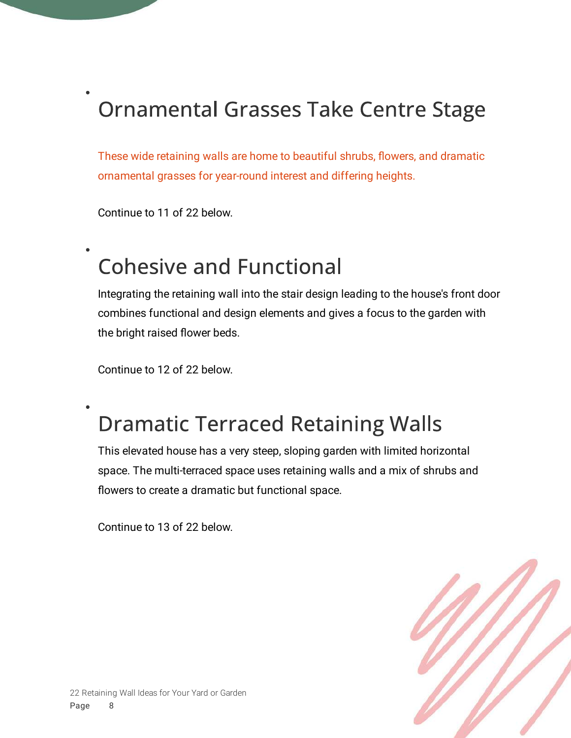## Ornamental Grasses Take Centre Stage

These wide retaining walls are home to beautiful shrubs, flowers, and dramatic ornamental grasses for year-round interest and differing heights.

Continue to 11 of 22 below.

## Cohesive and Functional

Integrating the retaining wall into the stair design leading to the house's front door combines functional and design elements and gives a focus to the garden with the bright raised flower beds.

Continue to 12 of 22 below.

## Dramatic Terraced Retaining Walls

This elevated house has a very steep, sloping garden with limited horizontal space. The multi-terraced space uses retaining walls and a mix of shrubs and flowers to create a dramatic but functional space.

Continue to 13 of 22 below.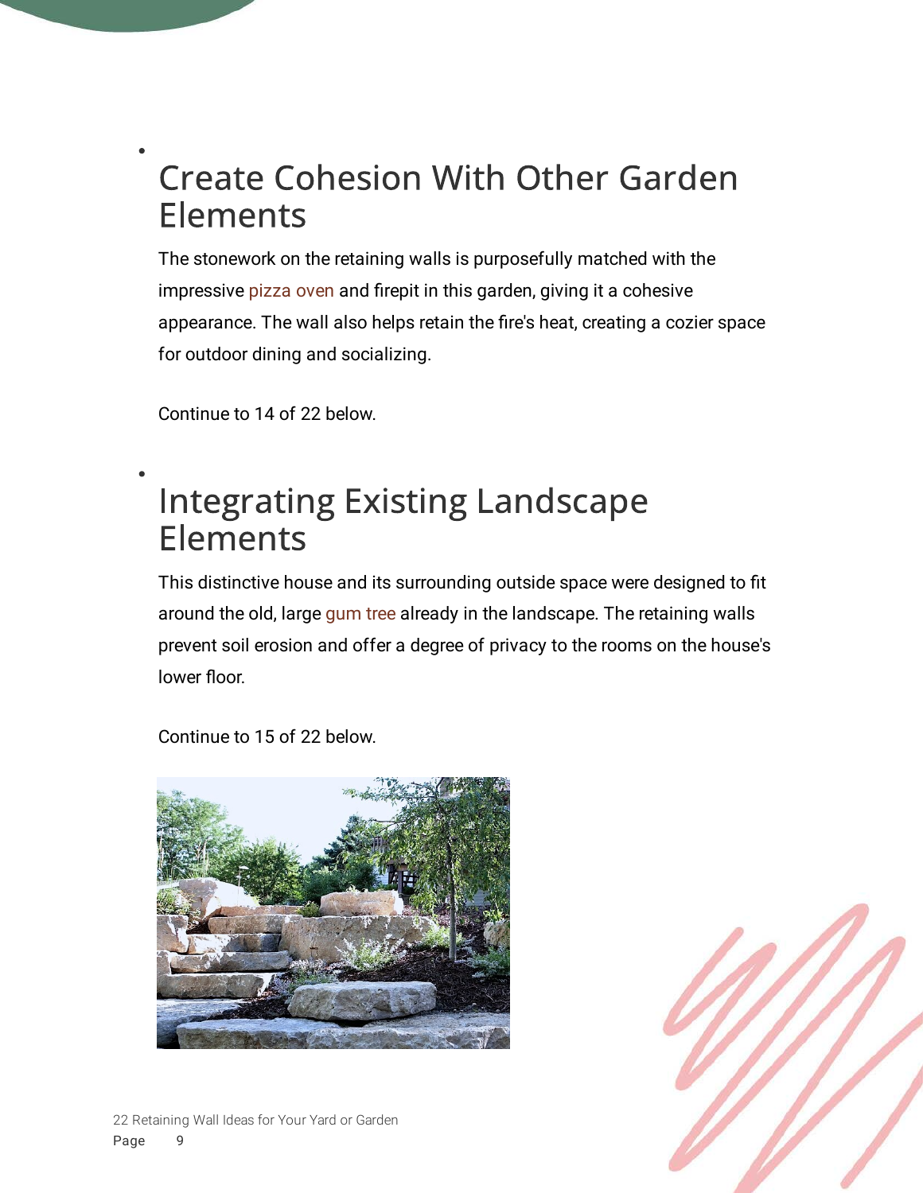## Create Cohesion With Other Garden Elements

The stonework on the retaining walls is purposefully matched with the impressive pizza oven and firepit in this garden, giving it a cohesive appearance. The wall also helps retain the fire's heat, creating a cozier space for outdoor dining and socializing.

Continue to 14 of 22 below.

## Integrating Existing Landscape Elements

This distinctive house and its surrounding outside space were designed to fit around the old, large gum tree already in the landscape. The retaining walls prevent soil erosion and offer a degree of privacy to the rooms on the house's lower floor.

Continue to 15 of 22 below.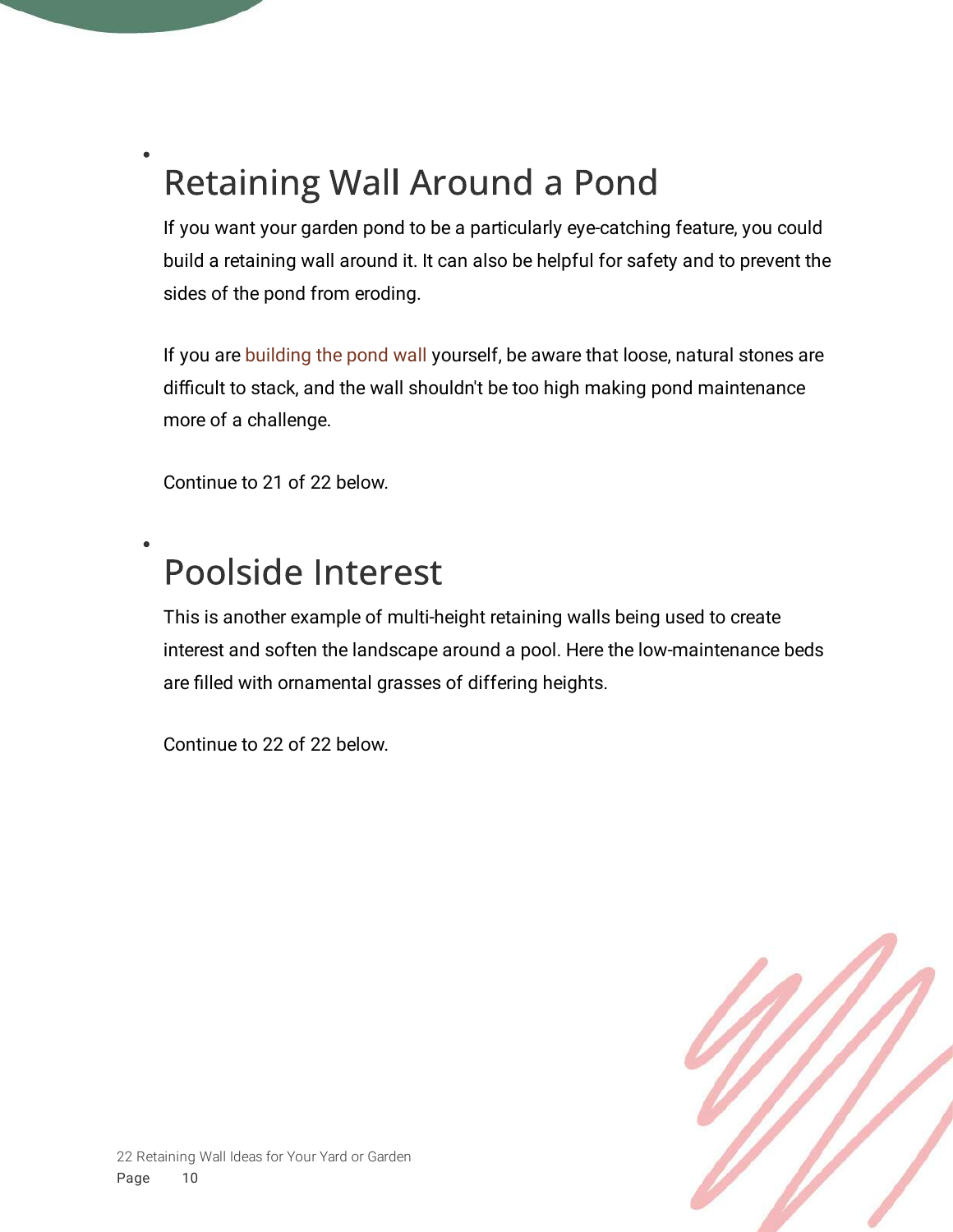## Retaining Wall Around a Pond

If you want your garden pond to be a particularly eye-catching feature, you could build a retaining wall around it. It can also be helpful for safety and to prevent the sides of the pond from eroding.

If you are building the pond wall yourself, be aware that loose, natural stones are difficult to stack, and the wall shouldn't be too high making pond maintenance more of a challenge.

Continue to 21 of 22 below.

## Poolside Interest

This is another example of multi-height retaining walls being used to create interest and soften the landscape around a pool. Here the low-maintenance beds are filled with ornamental grasses of differing heights.

Continue to 22 of 22 below.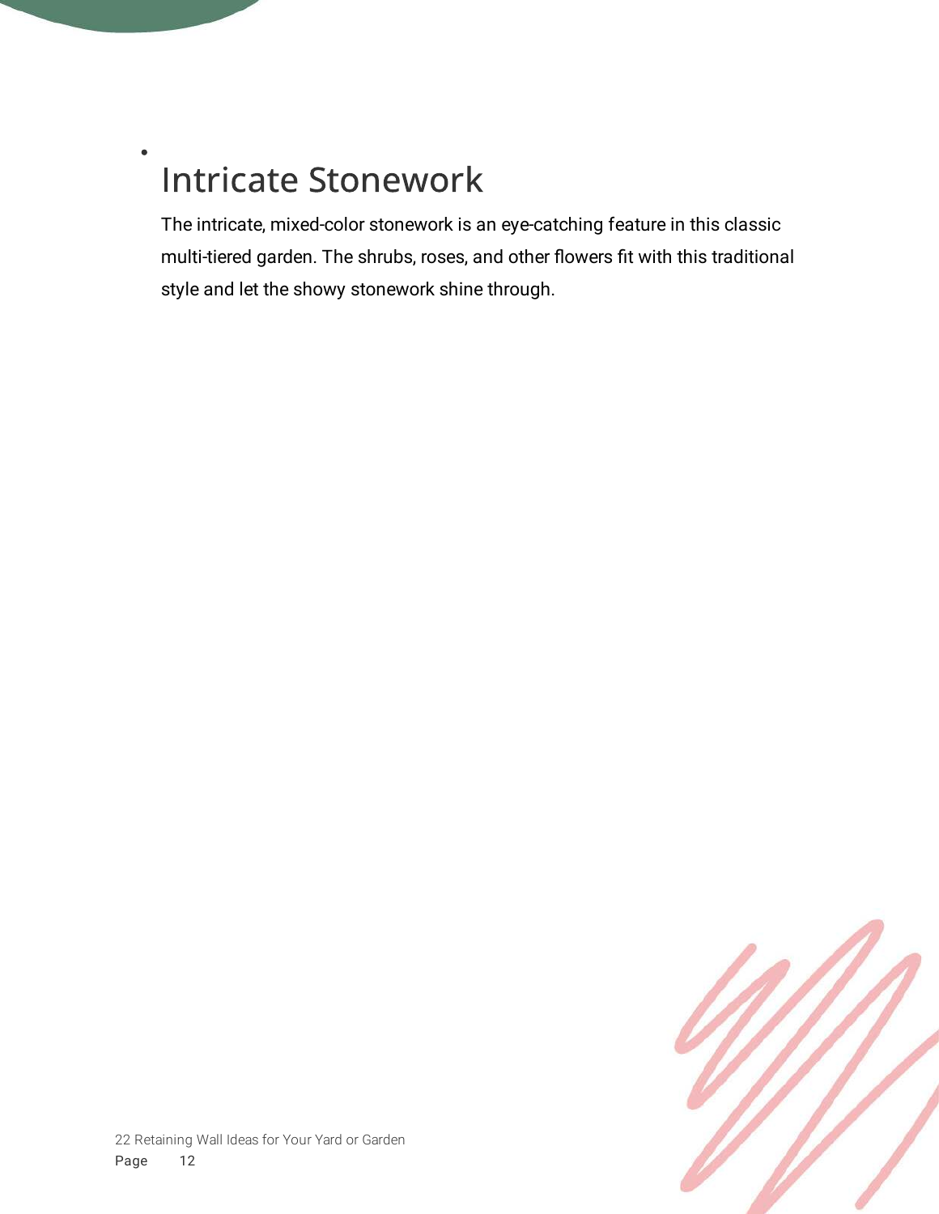## Intricate Stonework

The intricate, mixed-color stonework is an eye-catching feature in this classic multi-tiered garden. The shrubs, roses, and other flowers fit with this traditional style and let the showy stonework shine through.